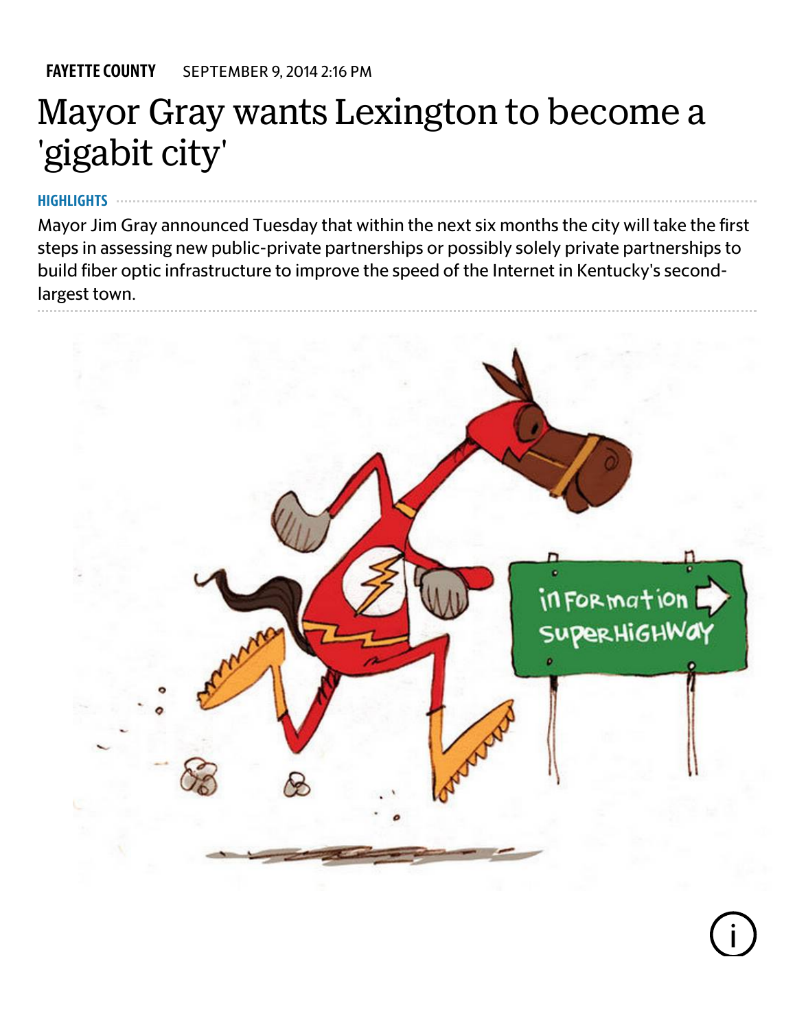FAYETTE COUNTY SEPTEMBER 9, 2014 2:16 PM

# Mayor Gray wants Lexington to become a 'gigabit city'

**HIGHLIGHTS**

Mayor Jim Gray announced Tuesday that within the next six months the city will take the first steps in assessing new public-private partnerships or possibly solely private partnerships to build fiber optic infrastructure to improve the speed of the Internet in Kentucky's second-largest town.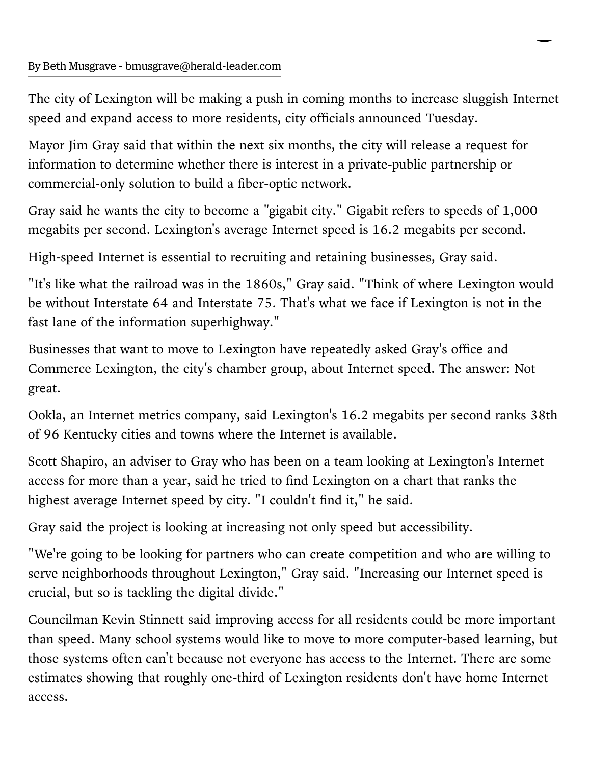By Beth Musgrave - bmusgrave@herald-leader.com

The city of Lexington will be making a push in coming months to increase sluggish Internet speed and expand access to more residents, city officials announced Tuesday.

Mayor Jim Gray said that within the next six months, the city will release a request for information to determine whether there is interest in a private-public partnership or commercial-only solution to build a fiber-optic network.

Gray said he wants the city to become a "gigabit city." Gigabit refers to speeds of 1,000 megabits per second. Lexington's average Internet speed is 16.2 megabits per second.

High-speed Internet is essential to recruiting and retaining businesses, Gray said.

"It's like what the railroad was in the 1860s," Gray said. "Think of where Lexington would be without Interstate 64 and Interstate 75. That's what we face if Lexington is not in the fast lane of the information superhighway."

Businesses that want to move to Lexington have repeatedly asked Gray's office and Commerce Lexington, the city's chamber group, about Internet speed. The answer: Not great.

Ookla, an Internet metrics company, said Lexington's 16.2 megabits per second ranks 38th of 96 Kentucky cities and towns where the Internet is available.

Scott Shapiro, an adviser to Gray who has been on a team looking at Lexington's Internet access for more than a year, said he tried to find Lexington on a chart that ranks the highest average Internet speed by city. "I couldn't find it," he said.

Gray said the project is looking at increasing not only speed but accessibility.

"We're going to be looking for partners who can create competition and who are willing to serve neighborhoods throughout Lexington," Gray said. "Increasing our Internet speed is crucial, but so is tackling the digital divide."

Councilman Kevin Stinnett said improving access for all residents could be more important than speed. Many school systems would like to move to more computer-based learning, but those systems often can't because not everyone has access to the Internet. There are some estimates showing that roughly one-third of Lexington residents don't have home Internet access.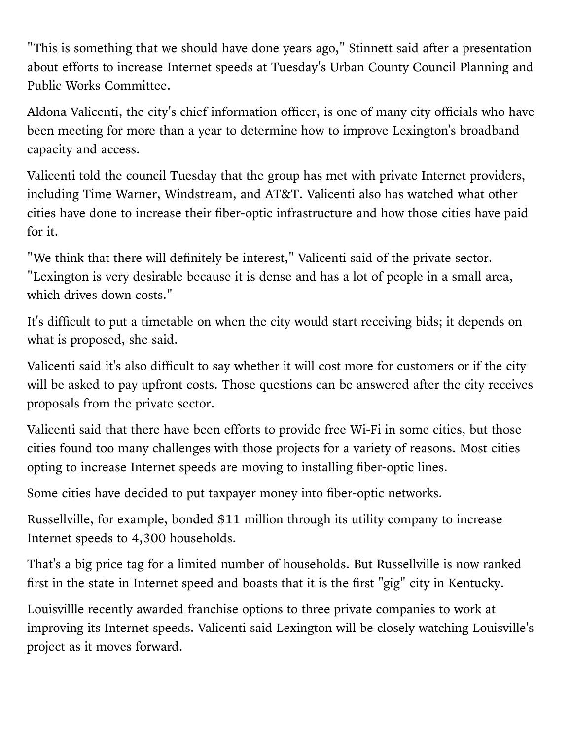"This is something that we should have done years ago," Stinnett said after a presentation about efforts to increase Internet speeds at Tuesday's Urban County Council Planning and Public Works Committee.

Aldona Valicenti, the city's chief information officer, is one of many city officials who have been meeting for more than a year to determine how to improve Lexington's broadband capacity and access.

Valicenti told the council Tuesday that the group has met with private Internet providers, including Time Warner, Windstream, and AT&T. Valicenti also has watched what other cities have done to increase their fiber-optic infrastructure and how those cities have paid for it.

"We think that there will definitely be interest," Valicenti said of the private sector. "Lexington is very desirable because it is dense and has a lot of people in a small area, which drives down costs."

It's difficult to put a timetable on when the city would start receiving bids; it depends on what is proposed, she said.

Valicenti said it's also difficult to say whether it will cost more for customers or if the city will be asked to pay upfront costs. Those questions can be answered after the city receives proposals from the private sector.

Valicenti said that there have been efforts to provide free Wi-Fi in some cities, but those cities found too many challenges with those projects for a variety of reasons. Most cities opting to increase Internet speeds are moving to installing fiber-optic lines.

Some cities have decided to put taxpayer money into fiber-optic networks.

Russellville, for example, bonded $11 million through its utility company to increase Internet speeds to 4,300 households.

That's a big price tag for a limited number of households. But Russellville is now ranked first in the state in Internet speed and boasts that it is the first "gig" city in Kentucky.

Louisvillle recently awarded franchise options to three private companies to work at improving its Internet speeds. Valicenti said Lexington will be closely watching Louisville's project as it moves forward.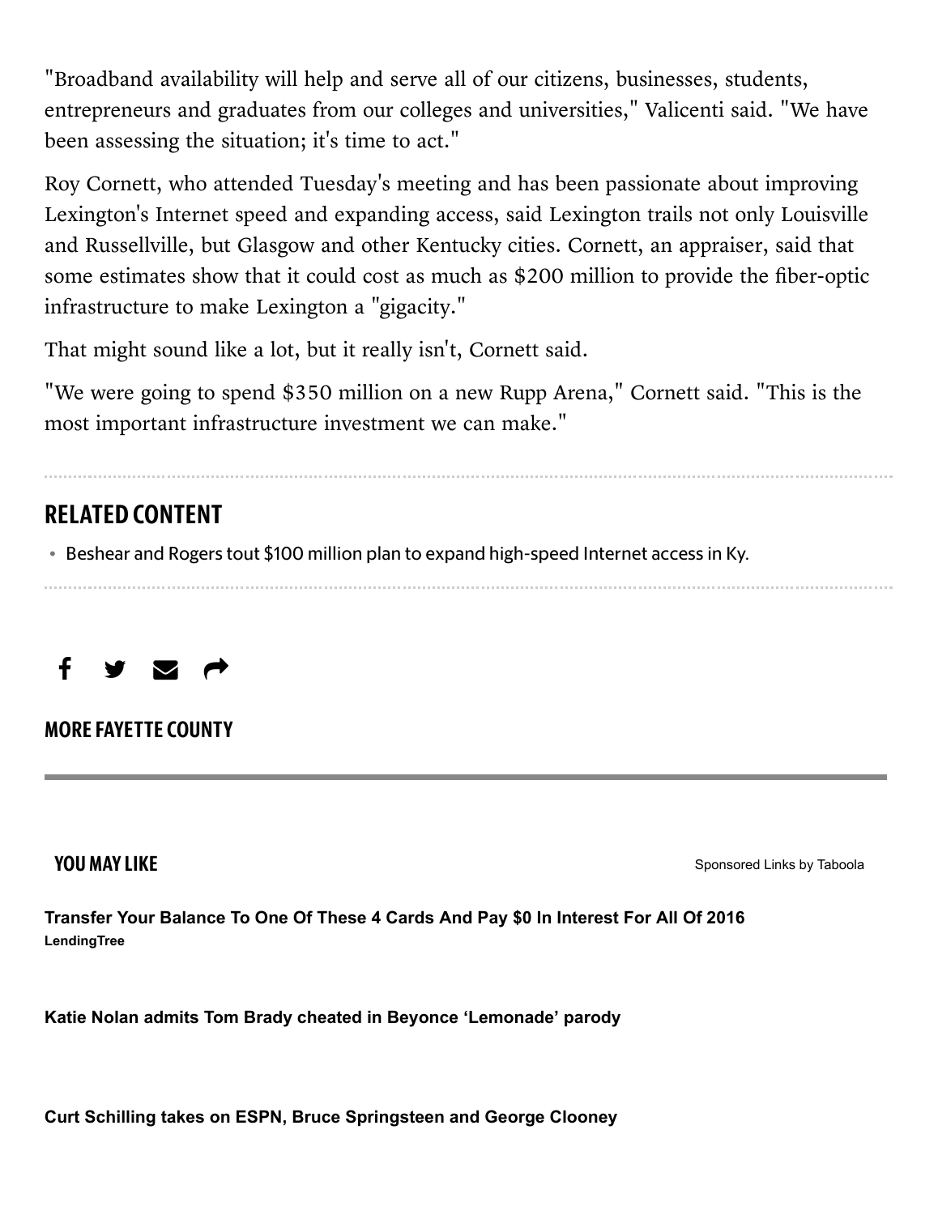"Broadband availability will help and serve all of our citizens, businesses, students, entrepreneurs and graduates from our colleges and universities," Valicenti said. "We have been assessing the situation; it's time to act."

Roy Cornett, who attended Tuesday's meeting and has been passionate about improving Lexington's Internet speed and expanding access, said Lexington trails not only Louisville and Russellville, but Glasgow and other Kentucky cities. Cornett, an appraiser, said that some estimates show that it could cost as much as $200 million to provide the fiber-optic infrastructure to make Lexington a "gigacity."

That might sound like a lot, but it really isn't, Cornett said.

"We were going to spend $350 million on a new Rupp Arena," Cornett said. "This is the most important infrastructure investment we can make."

## RELATED CONTENT

- Beshear and Rogers tout $100 million plan to expand high-speed Internet access in Ky.

## MORE FAYETTE COUNTY

## YOU MAY LIKE

Sponsored Links by Taboola

**Transfer Your Balance To One Of These 4 Cards And Pay $0 In Interest For All Of 2016**
**LendingTree**

**Katie Nolan admits Tom Brady cheated in Beyonce 'Lemonade' parody**

**Curt Schilling takes on ESPN, Bruce Springsteen and George Clooney**